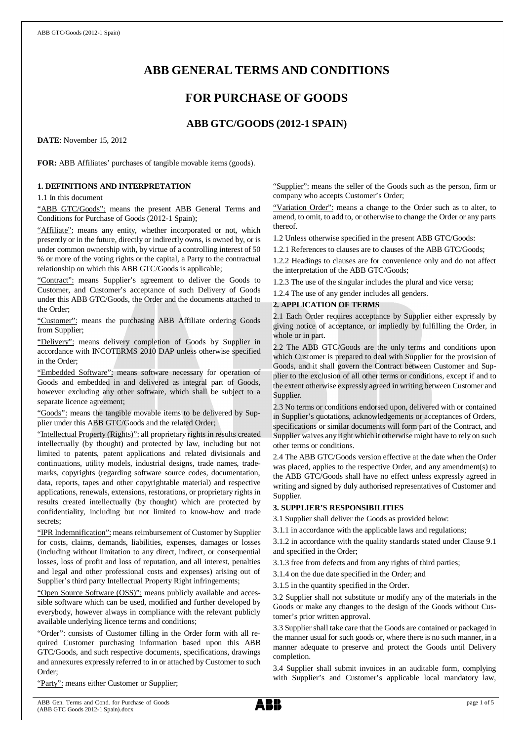# ABB GENERAL TERMS AND CONDITIONS

# FOR PURCHASE OF GOODS

## ABB GTC/GOODS (2012-1 SPAIN)

**DATE**: November 15, 2012

**FOR:** ABB Affiliates' purchases of tangible movable items (goods).

### 1. DEFINITIONS AND INTERPRETATION

1.1 In this document

"ABB GTC/Goods": means the present ABB General Terms and Conditions for Purchase of Goods (2012-1 Spain);

"Affiliate": means any entity, whether incorporated or not, which presently or in the future, directly or indirectly owns, is owned by, or is under common ownership with, by virtue of a controlling interest of 50 % or more of the voting rights or the capital, a Party to the contractual relationship on which this ABB GTC/Goods is applicable;

"Contract": means Supplier's agreement to deliver the Goods to Customer, and Customer's acceptance of such Delivery of Goods under this ABB GTC/Goods, the Order and the documents attached to the Order;

"Customer": means the purchasing ABB Affiliate ordering Goods from Supplier;

"Delivery": means delivery completion of Goods by Supplier in accordance with INCOTERMS 2010 DAP unless otherwise specified in the Order;

"Embedded Software": means software necessary for operation of Goods and embedded in and delivered as integral part of Goods, however excluding any other software, which shall be subject to a separate licence agreement;

"Goods": means the tangible movable items to be delivered by Supplier under this ABB GTC/Goods and the related Order;

"Intellectual Property (Rights)": all proprietary rights in results created intellectually (by thought) and protected by law, including but not limited to patents, patent applications and related divisionals and continuations, utility models, industrial designs, trade names, trademarks, copyrights (regarding software source codes, documentation, data, reports, tapes and other copyrightable material) and respective applications, renewals, extensions, restorations, or proprietary rights in results created intellectually (by thought) which are protected by confidentiality, including but not limited to know-how and trade secrets;

"IPR Indemnification": means reimbursement of Customer by Supplier for costs, claims, demands, liabilities, expenses, damages or losses (including without limitation to any direct, indirect, or consequential losses, loss of profit and loss of reputation, and all interest, penalties and legal and other professional costs and expenses) arising out of Supplier's third party Intellectual Property Right infringements;

"Open Source Software (OSS)": means publicly available and accessible software which can be used, modified and further developed by everybody, however always in compliance with the relevant publicly available underlying licence terms and conditions;

"Order": consists of Customer filling in the Order form with all required Customer purchasing information based upon this ABB GTC/Goods, and such respective documents, specifications, drawings and annexures expressly referred to in or attached by Customer to such Order;

"Party": means either Customer or Supplier;

"Supplier": means the seller of the Goods such as the person, firm or company who accepts Customer's Order;

"Variation Order": means a change to the Order such as to alter, to amend, to omit, to add to, or otherwise to change the Order or any parts thereof.

1.2 Unless otherwise specified in the present ABB GTC/Goods:

1.2.1 References to clauses are to clauses of the ABB GTC/Goods;

1.2.2 Headings to clauses are for convenience only and do not affect the interpretation of the ABB GTC/Goods;

1.2.3 The use of the singular includes the plural and vice versa;

1.2.4 The use of any gender includes all genders.

### 2. APPLICATION OF TERMS

2.1 Each Order requires acceptance by Supplier either expressly by giving notice of acceptance, or impliedly by fulfilling the Order, in whole or in part.

2.2 The ABB GTC/Goods are the only terms and conditions upon which Customer is prepared to deal with Supplier for the provision of Goods, and it shall govern the Contract between Customer and Supplier to the exclusion of all other terms or conditions, except if and to the extent otherwise expressly agreed in writing between Customer and Supplier.

2.3 No terms or conditions endorsed upon, delivered with or contained in Supplier's quotations, acknowledgements or acceptances of Orders, specifications or similar documents will form part of the Contract, and Supplier waives any right which it otherwise might have to rely on such other terms or conditions.

2.4 The ABB GTC/Goods version effective at the date when the Order was placed, applies to the respective Order, and any amendment(s) to the ABB GTC/Goods shall have no effect unless expressly agreed in writing and signed by duly authorised representatives of Customer and Supplier.

### 3. SUPPLIER'S RESPONSIBILITIES

3.1 Supplier shall deliver the Goods as provided below:

3.1.1 in accordance with the applicable laws and regulations;

3.1.2 in accordance with the quality standards stated under Clause 9.1 and specified in the Order;

3.1.3 free from defects and from any rights of third parties;

3.1.4 on the due date specified in the Order; and

3.1.5 in the quantity specified in the Order.

3.2 Supplier shall not substitute or modify any of the materials in the Goods or make any changes to the design of the Goods without Customer's prior written approval.

3.3 Supplier shall take care that the Goods are contained or packaged in the manner usual for such goods or, where there is no such manner, in a manner adequate to preserve and protect the Goods until Delivery completion.

3.4 Supplier shall submit invoices in an auditable form, complying with Supplier's and Customer's applicable local mandatory law,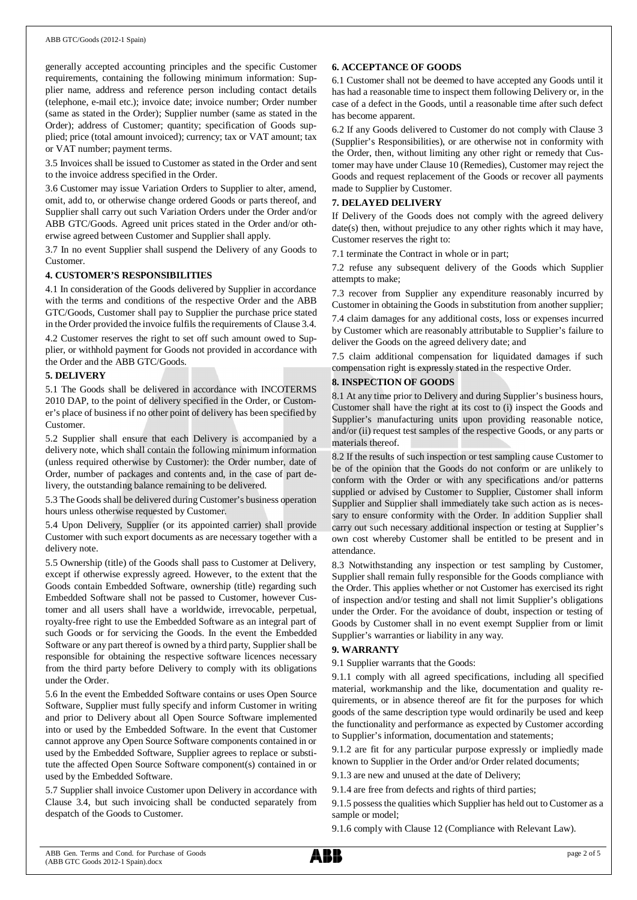generally accepted accounting principles and the specific Customer requirements, containing the following minimum information: Supplier name, address and reference person including contact details (telephone, e-mail etc.); invoice date; invoice number; Order number (same as stated in the Order); Supplier number (same as stated in the Order); address of Customer; quantity; specification of Goods supplied; price (total amount invoiced); currency; tax or VAT amount; tax or VAT number; payment terms.

3.5 Invoices shall be issued to Customer as stated in the Order and sent to the invoice address specified in the Orders.

3.6 Customer may issue Variation Orders to Supplier to alter, amend, omit, add to, or otherwise change ordered Goods or parts thereof, and Supplier shall carry out such Variation Orders under the Order and/or ABB GTC/Goods. Agreed unit prices stated in the Order and/or otherwise agreed between Customer and Supplier shall apply.

3.7 In no event Supplier shall suspend the Delivery of any Goods to Customer.

## 4. CUSTOMER'S RESPONSIBILITIES

4.1 In consideration of the Goods delivered by Supplier in accordance with the terms and conditions of the respective Order and the ABB GTC/Goods, Customer shall pay to Supplier the purchase price stated in the Order provided the invoice fulfils the requirements of Clause 3.4.

4.2 Customer reserves the right to set off such amount owed to Supplier, or withhold payment for Goods not provided in accordance with the Order and the ABB GTC/Goods.

## 5. DELIVERY

5.1 The Goods shall be delivered in accordance with INCOTERMS 2010 DAP, to the point of delivery specified in the Order, or Customer's place of business if no other point of delivery has been specified by Customer.

5.2 Supplier shall ensure that each Delivery is accompanied by a delivery note, which shall contain the following minimum information (unless required otherwise by Customer): the Order number, date of Order, number of packages and contents and, in the case of part delivery, the outstanding balance remaining to be delivered.

5.3 The Goods shall be delivered during Customer's business operation hours unless otherwise requested by Customer.

5.4 Upon Delivery, Supplier (or its appointed carrier) shall provide Customer with such export documents as are necessary together with a delivery note.

5.5 Ownership (title) of the Goods shall pass to Customer at Delivery, except if otherwise expressly agreed. However, to the extent that the Goods contain Embedded Software, ownership (title) regarding such Embedded Software shall not be passed to Customer, however Customer and all users shall have a worldwide, irrevocable, perpetual, royalty-free right to use the Embedded Software as an integral part of such Goods or for servicing the Goods. In the event the Embedded Software or any part thereof is owned by a third party, Supplier shall be responsible for obtaining the respective software licences necessary from the third party before Delivery to comply with its obligations under the Order.

5.6 In the event the Embedded Software contains or uses Open Source Software, Supplier must fully specify and inform Customer in writing and prior to Delivery about all Open Source Software implemented into or used by the Embedded Software. In the event that Customer cannot approve any Open Source Software components contained in or used by the Embedded Software, Supplier agrees to replace or substitute the affected Open Source Software component(s) contained in or used by the Embedded Software.

5.7 Supplier shall invoice Customer upon Delivery in accordance with Clause 3.4, but such invoicing shall be conducted separately from despatch of the Goods to Customer.

## 6. ACCEPTANCE OF GOODS

6.1 Customer shall not be deemed to have accepted any Goods until it has had a reasonable time to inspect them following Delivery or, in the case of a defect in the Goods, until a reasonable time after such defect has become apparent.

6.2 If any Goods delivered to Customer do not comply with Clause 3 (Supplier's Responsibilities), or are otherwise not in conformity with the Order, then, without limiting any other right or remedy that Customer may have under Clause 10 (Remedies), Customer may reject the Goods and request replacement of the Goods or recover all payments made to Supplier by Customer.

## 7. DELAYED DELIVERY

If Delivery of the Goods does not comply with the agreed delivery date(s) then, without prejudice to any other rights which it may have, Customer reserves the right to:

7.1 terminate the Contract in whole or in part;

7.2 refuse any subsequent delivery of the Goods which Supplier attempts to make;

7.3 recover from Supplier any expenditure reasonably incurred by Customer in obtaining the Goods in substitution from another supplier;

7.4 claim damages for any additional costs, loss or expenses incurred by Customer which are reasonably attributable to Supplier's failure to deliver the Goods on the agreed delivery date; and

7.5 claim additional compensation for liquidated damages if such compensation right is expressly stated in the respective Order.

## 8. INSPECTION OF GOODS

8.1 At any time prior to Delivery and during Supplier's business hours, Customer shall have the right at its cost to (i) inspect the Goods and Supplier's manufacturing units upon providing reasonable notice, and/or (ii) request test samples of the respective Goods, or any parts or materials thereof.

8.2 If the results of such inspection or test sampling cause Customer to be of the opinion that the Goods do not conform or are unlikely to conform with the Order or with any specifications and/or patterns supplied or advised by Customer to Supplier, Customer shall inform Supplier and Supplier shall immediately take such action as is necessary to ensure conformity with the Order. In addition Supplier shall carry out such necessary additional inspection or testing at Supplier's own cost whereby Customer shall be entitled to be present and in attendance.

8.3 Notwithstanding any inspection or test sampling by Customer, Supplier shall remain fully responsible for the Goods compliance with the Order. This applies whether or not Customer has exercised its right of inspection and/or testing and shall not limit Supplier's obligations under the Order. For the avoidance of doubt, inspection or testing of Goods by Customer shall in no event exempt Supplier from or limit Supplier's warranties or liability in any way.

## 9. WARRANTY

9.1 Supplier warrants that the Goods:

9.1.1 comply with all agreed specifications, including all specified material, workmanship and the like, documentation and quality requirements, or in absence thereof are fit for the purposes for which goods of the same description type would ordinarily be used and keep the functionality and performance as expected by Customer according to Supplier's information, documentation and statements;

9.1.2 are fit for any particular purpose expressly or impliedly made known to Supplier in the Order and/or Order related documents;

9.1.3 are new and unused at the date of Delivery;

9.1.4 are free from defects and rights of third parties;

9.1.5 possess the qualities which Supplier has held out to Customer as a sample or model;

9.1.6 comply with Clause 12 (Compliance with Relevant Law).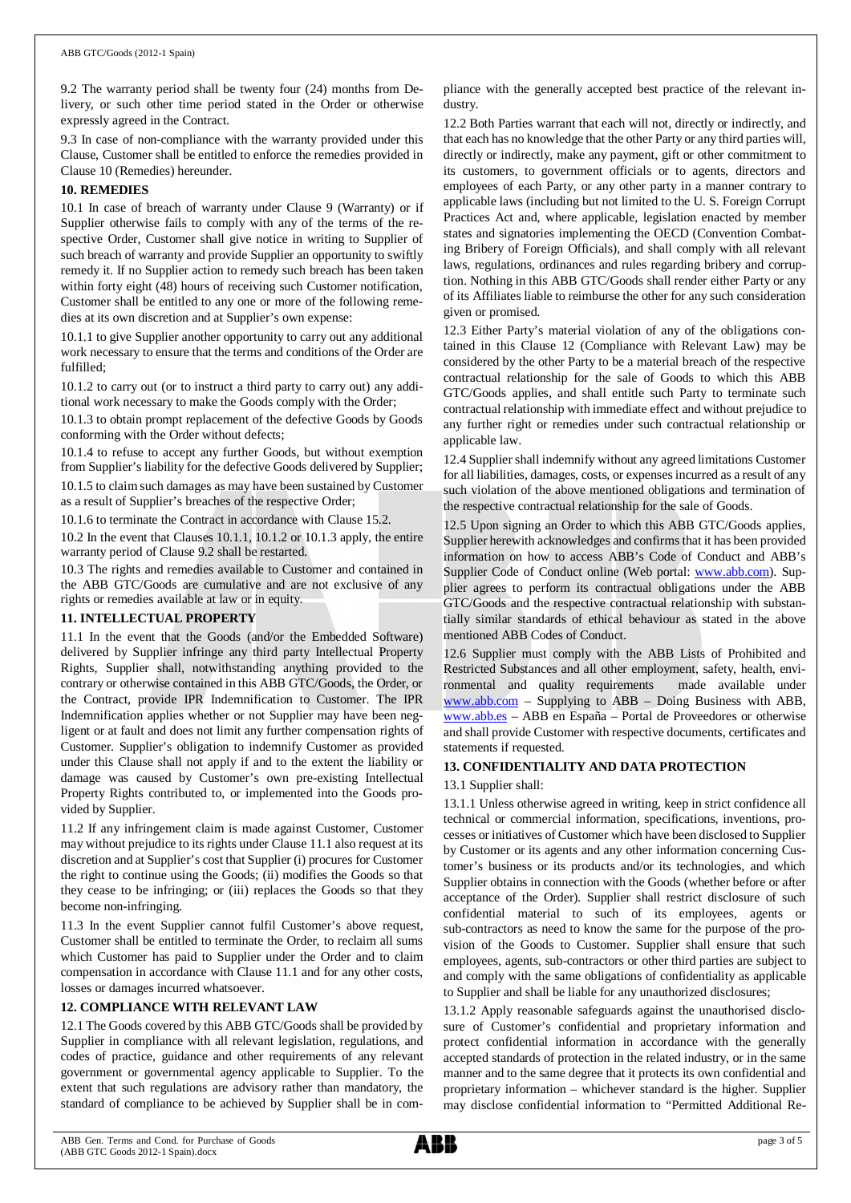9.2 The warranty period shall be twenty four (24) months from Delivery, or such other time period stated in the Order or otherwise expressly agreed in the Contract.

9.3 In case of non-compliance with the warranty provided under this Clause, Customer shall be entitled to enforce the remedies provided in Clause 10 (Remedies) hereunder.

**10. REMEDIES**

10.1 In case of breach of warranty under Clause 9 (Warranty) or if Supplier otherwise fails to comply with any of the terms of the respective Order, Customer shall give notice in writing to Supplier of such breach of warranty and provide Supplier an opportunity to swiftly remedy it. If no Supplier action to remedy such breach has been taken within forty eight (48) hours of receiving such Customer notification, Customer shall be entitled to any one or more of the following remedies at its own discretion and at Supplier's own expense:

10.1.1 to give Supplier another opportunity to carry out any additional work necessary to ensure that the terms and conditions of the Order are fulfilled;

10.1.2 to carry out (or to instruct a third party to carry out) any additional work necessary to make the Goods comply with the Order;

10.1.3 to obtain prompt replacement of the defective Goods by Goods conforming with the Order without defects;

10.1.4 to refuse to accept any further Goods, but without exemption from Supplier's liability for the defective Goods delivered by Supplier;

10.1.5 to claim such damages as may have been sustained by Customer as a result of Supplier's breaches of the respective Order;

10.1.6 to terminate the Contract in accordance with Clause 15.2.

10.2 In the event that Clauses 10.1.1, 10.1.2 or 10.1.3 apply, the entire warranty period of Clause 9.2 shall be restarted.

10.3 The rights and remedies available to Customer and contained in the ABB GTC/Goods are cumulative and are not exclusive of any rights or remedies available at law or in equity.

**11. INTELLECTUAL PROPERTY**

11.1 In the event that the Goods (and/or the Embedded Software) delivered by Supplier infringe any third party Intellectual Property Rights, Supplier shall, notwithstanding anything provided to the contrary or otherwise contained in this ABB GTC/Goods, the Order, or the Contract, provide IPR Indemnification to Customer. The IPR Indemnification applies whether or not Supplier may have been negligent or at fault and does not limit any further compensation rights of Customer. Supplier's obligation to indemnify Customer as provided under this Clause shall not apply if and to the extent the liability or damage was caused by Customer's own pre-existing Intellectual Property Rights contributed to, or implemented into the Goods provided by Supplier.

11.2 If any infringement claim is made against Customer, Customer may without prejudice to its rights under Clause 11.1 also request at its discretion and at Supplier's cost that Supplier (i) procures for Customer the right to continue using the Goods; (ii) modifies the Goods so that they cease to be infringing; or (iii) replaces the Goods so that they become non-infringing.

11.3 In the event Supplier cannot fulfil Customer's above request, Customer shall be entitled to terminate the Order, to reclaim all sums which Customer has paid to Supplier under the Order and to claim compensation in accordance with Clause 11.1 and for any other costs, losses or damages incurred whatsoever.

**12. COMPLIANCE WITH RELEVANT LAW**

12.1 The Goods covered by this ABB GTC/Goods shall be provided by Supplier in compliance with all relevant legislation, regulations, and codes of practice, guidance and other requirements of any relevant government or governmental agency applicable to Supplier. To the extent that such regulations are advisory rather than mandatory, the standard of compliance to be achieved by Supplier shall be in compliance with the generally accepted best practice of the relevant industry.

12.2 Both Parties warrant that each will not, directly or indirectly, and that each has no knowledge that the other Party or any third parties will, directly or indirectly, make any payment, gift or other commitment to its customers, to government officials or to agents, directors and employees of each Party, or any other party in a manner contrary to applicable laws (including but not limited to the U. S. Foreign Corrupt Practices Act and, where applicable, legislation enacted by member states and signatories implementing the OECD (Convention Combating Bribery of Foreign Officials), and shall comply with all relevant laws, regulations, ordinances and rules regarding bribery and corruption. Nothing in this ABB GTC/Goods shall render either Party or any of its Affiliates liable to reimburse the other for any such consideration given or promised.

12.3 Either Party's material violation of any of the obligations contained in this Clause 12 (Compliance with Relevant Law) may be considered by the other Party to be a material breach of the respective contractual relationship for the sale of Goods to which this ABB GTC/Goods applies, and shall entitle such Party to terminate such contractual relationship with immediate effect and without prejudice to any further right or remedies under such contractual relationship or applicable law.

12.4 Supplier shall indemnify without any agreed limitations Customer for all liabilities, damages, costs, or expenses incurred as a result of any such violation of the above mentioned obligations and termination of the respective contractual relationship for the sale of Goods.

12.5 Upon signing an Order to which this ABB GTC/Goods applies, Supplier herewith acknowledges and confirms that it has been provided information on how to access ABB's Code of Conduct and ABB's Supplier Code of Conduct online (Web portal: www.abb.com). Supplier agrees to perform its contractual obligations under the ABB GTC/Goods and the respective contractual relationship with substantially similar standards of ethical behaviour as stated in the above mentioned ABB Codes of Conduct.

12.6 Supplier must comply with the ABB Lists of Prohibited and Restricted Substances and all other employment, safety, health, environmental and quality requirements made available under www.abb.com – Supplying to ABB – Doing Business with ABB, www.abb.es – ABB en España – Portal de Proveedores or otherwise and shall provide Customer with respective documents, certificates and statements if requested.

**13. CONFIDENTIALITY AND DATA PROTECTION**

13.1 Supplier shall:

13.1.1 Unless otherwise agreed in writing, keep in strict confidence all technical or commercial information, specifications, inventions, processes or initiatives of Customer which have been disclosed to Supplier by Customer or its agents and any other information concerning Customer's business or its products and/or its technologies, and which Supplier obtains in connection with the Goods (whether before or after acceptance of the Order). Supplier shall restrict disclosure of such confidential material to such of its employees, agents or sub-contractors as need to know the same for the purpose of the provision of the Goods to Customer. Supplier shall ensure that such employees, agents, sub-contractors or other third parties are subject to and comply with the same obligations of confidentiality as applicable to Supplier and shall be liable for any unauthorized disclosures;

13.1.2 Apply reasonable safeguards against the unauthorised disclosure of Customer's confidential and proprietary information and protect confidential information in accordance with the generally accepted standards of protection in the related industry, or in the same manner and to the same degree that it protects its own confidential and proprietary information – whichever standard is the higher. Supplier may disclose confidential information to "Permitted Additional Re-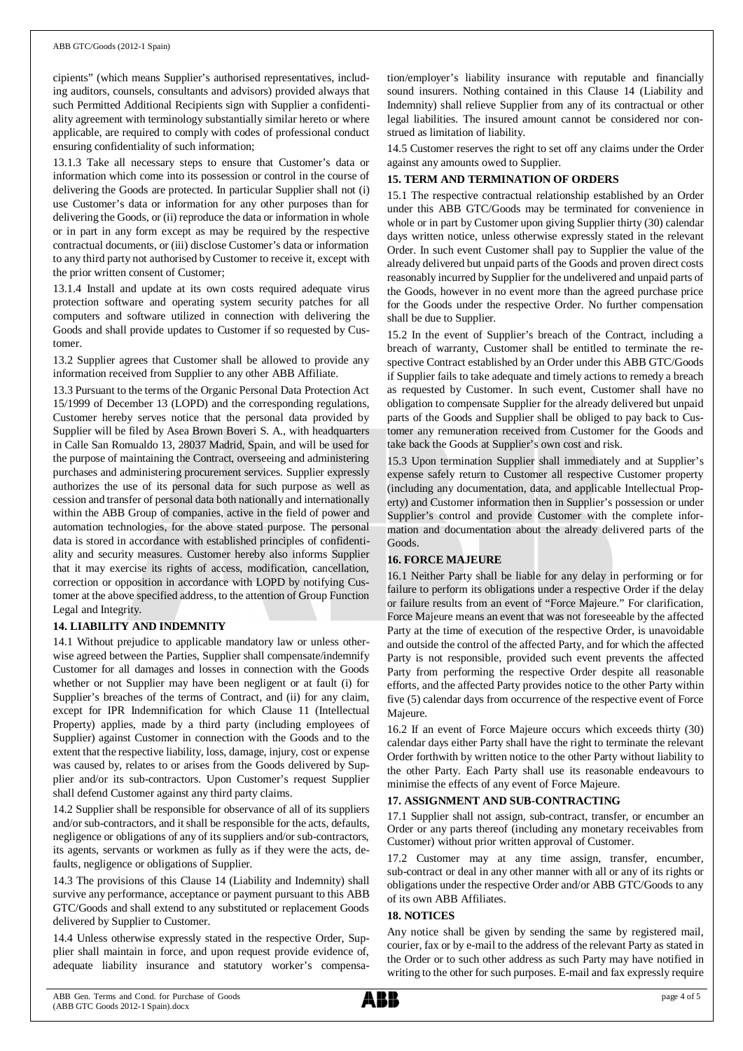cipients" (which means Supplier's authorised representatives, including auditors, counsels, consultants and advisors) provided always that such Permitted Additional Recipients sign with Supplier a confidentiality agreement with terminology substantially similar hereto or where applicable, are required to comply with codes of professional conduct ensuring confidentiality of such information;

13.1.3 Take all necessary steps to ensure that Customer's data or information which come into its possession or control in the course of delivering the Goods are protected. In particular Supplier shall not (i) use Customer's data or information for any other purposes than for delivering the Goods, or (ii) reproduce the data or information in whole or in part in any form except as may be required by the respective contractual documents, or (iii) disclose Customer's data or information to any third party not authorised by Customer to receive it, except with the prior written consent of Customer;

13.1.4 Install and update at its own costs required adequate virus protection software and operating system security patches for all computers and software utilized in connection with delivering the Goods and shall provide updates to Customer if so requested by Customer.

13.2 Supplier agrees that Customer shall be allowed to provide any information received from Supplier to any other ABB Affiliate.

13.3 Pursuant to the terms of the Organic Personal Data Protection Act 15/1999 of December 13 (LOPD) and the corresponding regulations, Customer hereby serves notice that the personal data provided by Supplier will be filed by Asea Brown Boveri S. A., with headquarters in Calle San Romualdo 13, 28037 Madrid, Spain, and will be used for the purpose of maintaining the Contract, overseeing and administering purchases and administering procurement services. Supplier expressly authorizes the use of its personal data for such purpose as well as cession and transfer of personal data both nationally and internationally within the ABB Group of companies, active in the field of power and automation technologies, for the above stated purpose. The personal data is stored in accordance with established principles of confidentiality and security measures. Customer hereby also informs Supplier that it may exercise its rights of access, modification, cancellation, correction or opposition in accordance with LOPD by notifying Customer at the above specified address, to the attention of Group Function Legal and Integrity.

## 14. LIABILITY AND INDEMNITY

14.1 Without prejudice to applicable mandatory law or unless otherwise agreed between the Parties, Supplier shall compensate/indemnify Customer for all damages and losses in connection with the Goods whether or not Supplier may have been negligent or at fault (i) for Supplier's breaches of the terms of Contract, and (ii) for any claim, except for IPR Indemnification for which Clause 11 (Intellectual Property) applies, made by a third party (including employees of Supplier) against Customer in connection with the Goods and to the extent that the respective liability, loss, damage, injury, cost or expense was caused by, relates to or arises from the Goods delivered by Supplier and/or its sub-contractors. Upon Customer's request Supplier shall defend Customer against any third party claims.

14.2 Supplier shall be responsible for observance of all of its suppliers and/or sub-contractors, and it shall be responsible for the acts, defaults, negligence or obligations of any of its suppliers and/or sub-contractors, its agents, servants or workmen as fully as if they were the acts, defaults, negligence or obligations of Supplier.

14.3 The provisions of this Clause 14 (Liability and Indemnity) shall survive any performance, acceptance or payment pursuant to this ABB GTC/Goods and shall extend to any substituted or replacement Goods delivered by Supplier to Customer.

14.4 Unless otherwise expressly stated in the respective Order, Supplier shall maintain in force, and upon request provide evidence of, adequate liability insurance and statutory worker's compensation/employer's liability insurance with reputable and financially sound insurers. Nothing contained in this Clause 14 (Liability and Indemnity) shall relieve Supplier from any of its contractual or other legal liabilities. The insured amount cannot be considered nor construed as limitation of liability.

14.5 Customer reserves the right to set off any claims under the Order against any amounts owed to Supplier.

## 15. TERM AND TERMINATION OF ORDERS

15.1 The respective contractual relationship established by an Order under this ABB GTC/Goods may be terminated for convenience in whole or in part by Customer upon giving Supplier thirty (30) calendar days written notice, unless otherwise expressly stated in the relevant Order. In such event Customer shall pay to Supplier the value of the already delivered but unpaid parts of the Goods and proven direct costs reasonably incurred by Supplier for the undelivered and unpaid parts of the Goods, however in no event more than the agreed purchase price for the Goods under the respective Order. No further compensation shall be due to Supplier.

15.2 In the event of Supplier's breach of the Contract, including a breach of warranty, Customer shall be entitled to terminate the respective Contract established by an Order under this ABB GTC/Goods if Supplier fails to take adequate and timely actions to remedy a breach as requested by Customer. In such event, Customer shall have no obligation to compensate Supplier for the already delivered but unpaid parts of the Goods and Supplier shall be obliged to pay back to Customer any remuneration received from Customer for the Goods and take back the Goods at Supplier's own cost and risk.

15.3 Upon termination Supplier shall immediately and at Supplier's expense safely return to Customer all respective Customer property (including any documentation, data, and applicable Intellectual Property) and Customer information then in Supplier's possession or under Supplier's control and provide Customer with the complete information and documentation about the already delivered parts of the Goods.

## 16. FORCE MAJEURE

16.1 Neither Party shall be liable for any delay in performing or for failure to perform its obligations under a respective Order if the delay or failure results from an event of "Force Majeure." For clarification, Force Majeure means an event that was not foreseeable by the affected Party at the time of execution of the respective Order, is unavoidable and outside the control of the affected Party, and for which the affected Party is not responsible, provided such event prevents the affected Party from performing the respective Order despite all reasonable efforts, and the affected Party provides notice to the other Party within five (5) calendar days from occurrence of the respective event of Force Majeure.

16.2 If an event of Force Majeure occurs which exceeds thirty (30) calendar days either Party shall have the right to terminate the relevant Order forthwith by written notice to the other Party without liability to the other Party. Each Party shall use its reasonable endeavours to minimise the effects of any event of Force Majeure.

## 17. ASSIGNMENT AND SUB-CONTRACTING

17.1 Supplier shall not assign, sub-contract, transfer, or encumber an Order or any parts thereof (including any monetary receivables from Customer) without prior written approval of Customer.

17.2 Customer may at any time assign, transfer, encumber, sub-contract or deal in any other manner with all or any of its rights or obligations under the respective Order and/or ABB GTC/Goods to any of its own ABB Affiliates.

## 18. NOTICES

Any notice shall be given by sending the same by registered mail, courier, fax or by e-mail to the address of the relevant Party as stated in the Order or to such other address as such Party may have notified in writing to the other for such purposes. E-mail and fax expressly require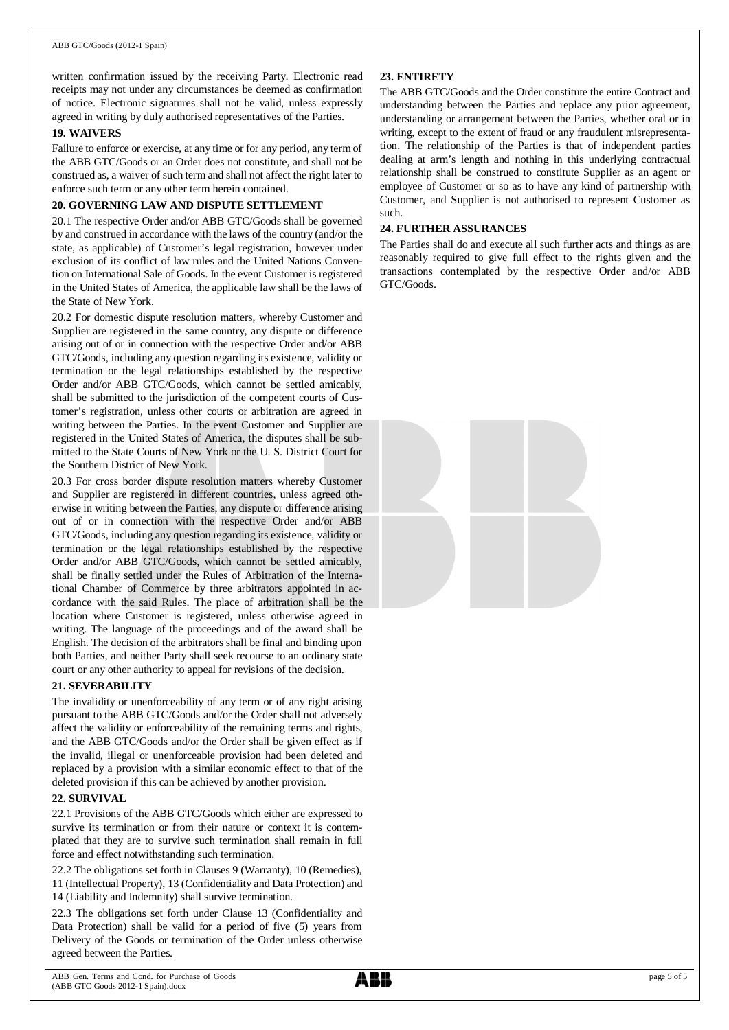written confirmation issued by the receiving Party. Electronic read receipts may not under any circumstances be deemed as confirmation of notice. Electronic signatures shall not be valid, unless expressly agreed in writing by duly authorised representatives of the Parties.

## 19. WAIVERS

Failure to enforce or exercise, at any time or for any period, any term of the ABB GTC/Goods or an Order does not constitute, and shall not be construed as, a waiver of such term and shall not affect the right later to enforce such term or any other term herein contained.

## 20. GOVERNING LAW AND DISPUTE SETTLEMENT

20.1 The respective Order and/or ABB GTC/Goods shall be governed by and construed in accordance with the laws of the country (and/or the state, as applicable) of Customer's legal registration, however under exclusion of its conflict of law rules and the United Nations Convention on International Sale of Goods. In the event Customer is registered in the United States of America, the applicable law shall be the laws of the State of New York.

20.2 For domestic dispute resolution matters, whereby Customer and Supplier are registered in the same country, any dispute or difference arising out of or in connection with the respective Order and/or ABB GTC/Goods, including any question regarding its existence, validity or termination or the legal relationships established by the respective Order and/or ABB GTC/Goods, which cannot be settled amicably, shall be submitted to the jurisdiction of the competent courts of Customer's registration, unless other courts or arbitration are agreed in writing between the Parties. In the event Customer and Supplier are registered in the United States of America, the disputes shall be submitted to the State Courts of New York or the U. S. District Court for the Southern District of New York.

20.3 For cross border dispute resolution matters whereby Customer and Supplier are registered in different countries, unless agreed otherwise in writing between the Parties, any dispute or difference arising out of or in connection with the respective Order and/or ABB GTC/Goods, including any question regarding its existence, validity or termination or the legal relationships established by the respective Order and/or ABB GTC/Goods, which cannot be settled amicably, shall be finally settled under the Rules of Arbitration of the International Chamber of Commerce by three arbitrators appointed in accordance with the said Rules. The place of arbitration shall be the location where Customer is registered, unless otherwise agreed in writing. The language of the proceedings and of the award shall be English. The decision of the arbitrators shall be final and binding upon both Parties, and neither Party shall seek recourse to an ordinary state court or any other authority to appeal for revisions of the decision.

## 21. SEVERABILITY

The invalidity or unenforceability of any term or of any right arising pursuant to the ABB GTC/Goods and/or the Order shall not adversely affect the validity or enforceability of the remaining terms and rights, and the ABB GTC/Goods and/or the Order shall be given effect as if the invalid, illegal or unenforceable provision had been deleted and replaced by a provision with a similar economic effect to that of the deleted provision if this can be achieved by another provision.

## 22. SURVIVAL

22.1 Provisions of the ABB GTC/Goods which either are expressed to survive its termination or from their nature or context it is contemplated that they are to survive such termination shall remain in full force and effect notwithstanding such termination.

22.2 The obligations set forth in Clauses 9 (Warranty), 10 (Remedies), 11 (Intellectual Property), 13 (Confidentiality and Data Protection) and 14 (Liability and Indemnity) shall survive termination.

22.3 The obligations set forth under Clause 13 (Confidentiality and Data Protection) shall be valid for a period of five (5) years from Delivery of the Goods or termination of the Order unless otherwise agreed between the Parties.

## 23. ENTIRETY

The ABB GTC/Goods and the Order constitute the entire Contract and understanding between the Parties and replace any prior agreement, understanding or arrangement between the Parties, whether oral or in writing, except to the extent of fraud or any fraudulent misrepresentation. The relationship of the Parties is that of independent parties dealing at arm's length and nothing in this underlying contractual relationship shall be construed to constitute Supplier as an agent or employee of Customer or so as to have any kind of partnership with Customer, and Supplier is not authorised to represent Customer as such.

## 24. FURTHER ASSURANCES

The Parties shall do and execute all such further acts and things as are reasonably required to give full effect to the rights given and the transactions contemplated by the respective Order and/or ABB GTC/Goods.